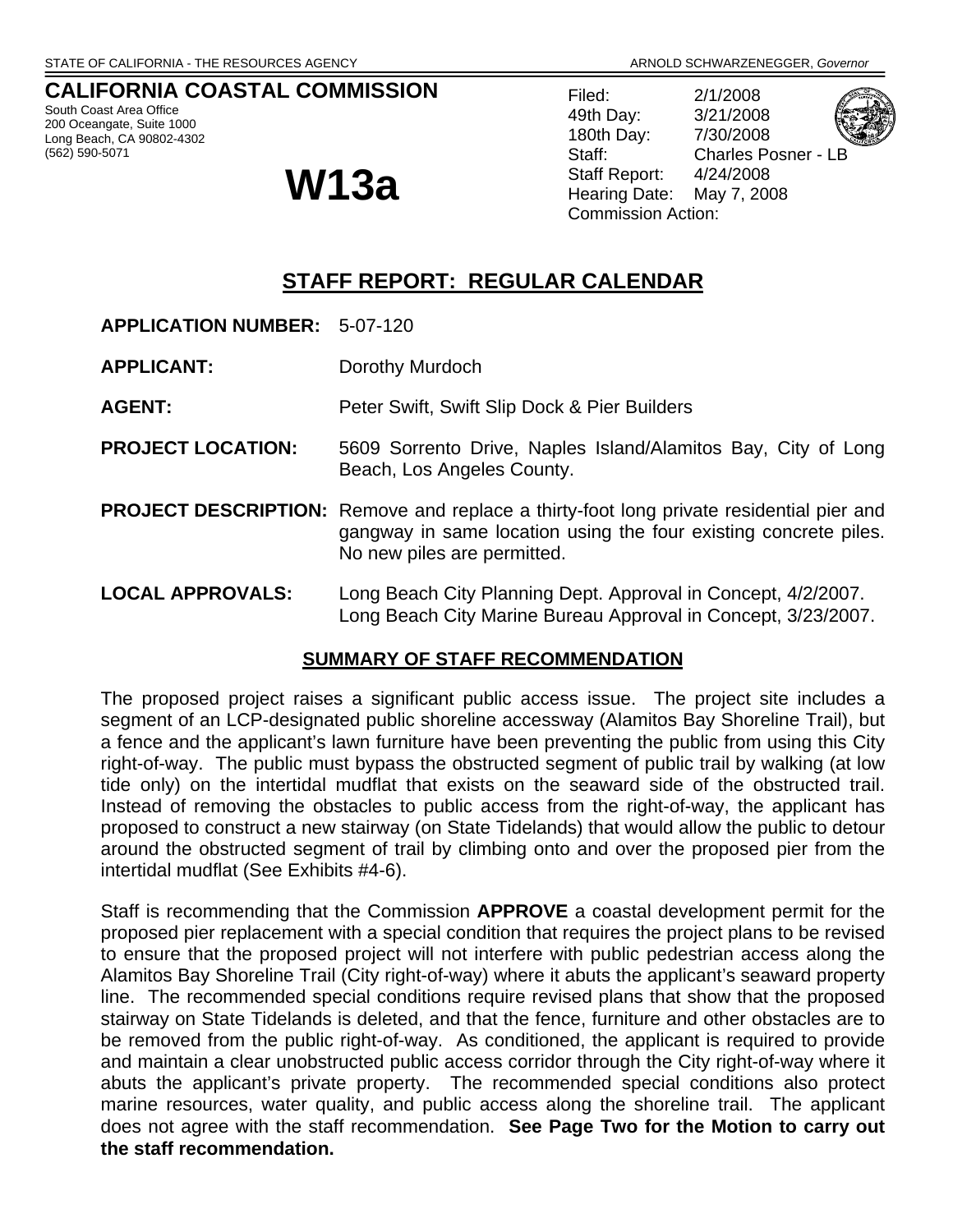STATE OF CALIFORNIA - THE RESOURCES AGENCY — ARNOLD SCHWARZENEGGER, *Governor*

**CALIFORNIA COASTAL COMMISSION**
South Coast Area Office
200 Oceangate, Suite 1000
Long Beach, CA 90802-4302
(562) 590-5071

# W13a

Filed: 2/1/2008
49th Day: 3/21/2008
180th Day: 7/30/2008
Staff: Charles Posner - LB
Staff Report: 4/24/2008
Hearing Date: May 7, 2008
Commission Action:

## STAFF REPORT: REGULAR CALENDAR

**APPLICATION NUMBER:** 5-07-120

**APPLICANT:** Dorothy Murdoch

**AGENT:** Peter Swift, Swift Slip Dock & Pier Builders

**PROJECT LOCATION:** 5609 Sorrento Drive, Naples Island/Alamitos Bay, City of Long Beach, Los Angeles County.

**PROJECT DESCRIPTION:** Remove and replace a thirty-foot long private residential pier and gangway in same location using the four existing concrete piles. No new piles are permitted.

**LOCAL APPROVALS:** Long Beach City Planning Dept. Approval in Concept, 4/2/2007.
Long Beach City Marine Bureau Approval in Concept, 3/23/2007.

### SUMMARY OF STAFF RECOMMENDATION

The proposed project raises a significant public access issue. The project site includes a segment of an LCP-designated public shoreline accessway (Alamitos Bay Shoreline Trail), but a fence and the applicant's lawn furniture have been preventing the public from using this City right-of-way. The public must bypass the obstructed segment of public trail by walking (at low tide only) on the intertidal mudflat that exists on the seaward side of the obstructed trail. Instead of removing the obstacles to public access from the right-of-way, the applicant has proposed to construct a new stairway (on State Tidelands) that would allow the public to detour around the obstructed segment of trail by climbing onto and over the proposed pier from the intertidal mudflat (See Exhibits #4-6).

Staff is recommending that the Commission **APPROVE** a coastal development permit for the proposed pier replacement with a special condition that requires the project plans to be revised to ensure that the proposed project will not interfere with public pedestrian access along the Alamitos Bay Shoreline Trail (City right-of-way) where it abuts the applicant's seaward property line. The recommended special conditions require revised plans that show that the proposed stairway on State Tidelands is deleted, and that the fence, furniture and other obstacles are to be removed from the public right-of-way. As conditioned, the applicant is required to provide and maintain a clear unobstructed public access corridor through the City right-of-way where it abuts the applicant's private property. The recommended special conditions also protect marine resources, water quality, and public access along the shoreline trail. The applicant does not agree with the staff recommendation. **See Page Two for the Motion to carry out the staff recommendation.**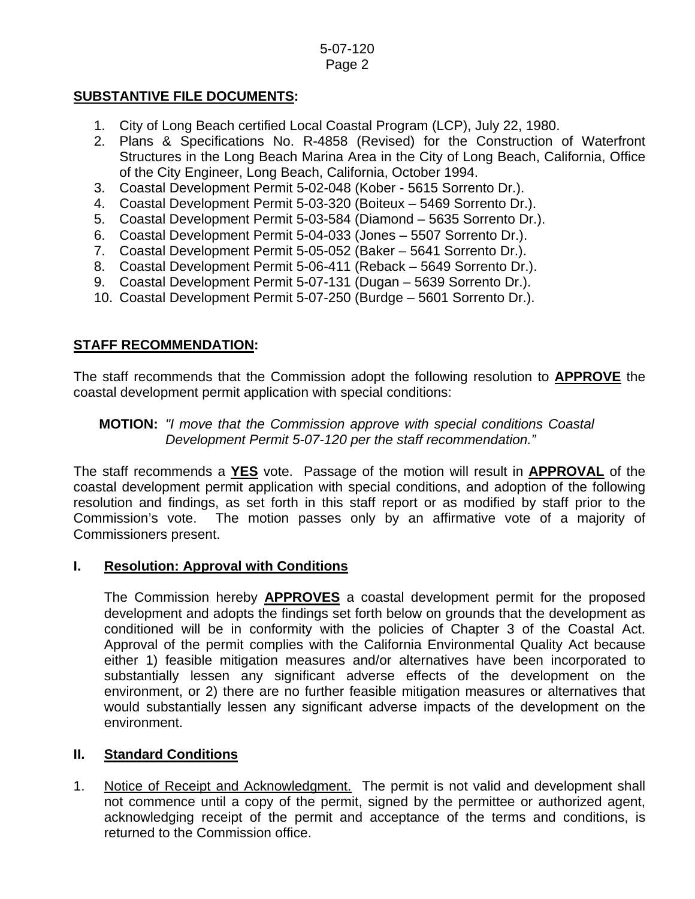**SUBSTANTIVE FILE DOCUMENTS:**

1. City of Long Beach certified Local Coastal Program (LCP), July 22, 1980.
2. Plans & Specifications No. R-4858 (Revised) for the Construction of Waterfront Structures in the Long Beach Marina Area in the City of Long Beach, California, Office of the City Engineer, Long Beach, California, October 1994.
3. Coastal Development Permit 5-02-048 (Kober - 5615 Sorrento Dr.).
4. Coastal Development Permit 5-03-320 (Boiteux – 5469 Sorrento Dr.).
5. Coastal Development Permit 5-03-584 (Diamond – 5635 Sorrento Dr.).
6. Coastal Development Permit 5-04-033 (Jones – 5507 Sorrento Dr.).
7. Coastal Development Permit 5-05-052 (Baker – 5641 Sorrento Dr.).
8. Coastal Development Permit 5-06-411 (Reback – 5649 Sorrento Dr.).
9. Coastal Development Permit 5-07-131 (Dugan – 5639 Sorrento Dr.).
10. Coastal Development Permit 5-07-250 (Burdge – 5601 Sorrento Dr.).

**STAFF RECOMMENDATION:**

The staff recommends that the Commission adopt the following resolution to **APPROVE** the coastal development permit application with special conditions:

**MOTION:** *"I move that the Commission approve with special conditions Coastal Development Permit 5-07-120 per the staff recommendation."*

The staff recommends a **YES** vote. Passage of the motion will result in **APPROVAL** of the coastal development permit application with special conditions, and adoption of the following resolution and findings, as set forth in this staff report or as modified by staff prior to the Commission's vote. The motion passes only by an affirmative vote of a majority of Commissioners present.

## I. Resolution: Approval with Conditions

The Commission hereby **APPROVES** a coastal development permit for the proposed development and adopts the findings set forth below on grounds that the development as conditioned will be in conformity with the policies of Chapter 3 of the Coastal Act. Approval of the permit complies with the California Environmental Quality Act because either 1) feasible mitigation measures and/or alternatives have been incorporated to substantially lessen any significant adverse effects of the development on the environment, or 2) there are no further feasible mitigation measures or alternatives that would substantially lessen any significant adverse impacts of the development on the environment.

## II. Standard Conditions

1. Notice of Receipt and Acknowledgment. The permit is not valid and development shall not commence until a copy of the permit, signed by the permittee or authorized agent, acknowledging receipt of the permit and acceptance of the terms and conditions, is returned to the Commission office.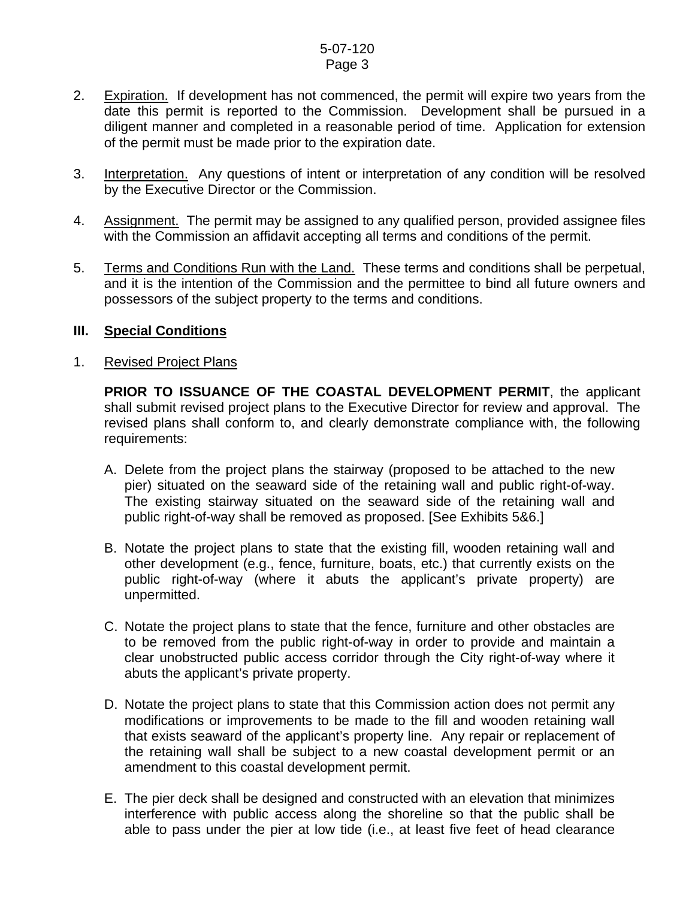2. Expiration. If development has not commenced, the permit will expire two years from the date this permit is reported to the Commission. Development shall be pursued in a diligent manner and completed in a reasonable period of time. Application for extension of the permit must be made prior to the expiration date.

3. Interpretation. Any questions of intent or interpretation of any condition will be resolved by the Executive Director or the Commission.

4. Assignment. The permit may be assigned to any qualified person, provided assignee files with the Commission an affidavit accepting all terms and conditions of the permit.

5. Terms and Conditions Run with the Land. These terms and conditions shall be perpetual, and it is the intention of the Commission and the permittee to bind all future owners and possessors of the subject property to the terms and conditions.

## III. Special Conditions

1. Revised Project Plans

   **PRIOR TO ISSUANCE OF THE COASTAL DEVELOPMENT PERMIT**, the applicant shall submit revised project plans to the Executive Director for review and approval. The revised plans shall conform to, and clearly demonstrate compliance with, the following requirements:

   A. Delete from the project plans the stairway (proposed to be attached to the new pier) situated on the seaward side of the retaining wall and public right-of-way. The existing stairway situated on the seaward side of the retaining wall and public right-of-way shall be removed as proposed. [See Exhibits 5&6.]

   B. Notate the project plans to state that the existing fill, wooden retaining wall and other development (e.g., fence, furniture, boats, etc.) that currently exists on the public right-of-way (where it abuts the applicant's private property) are unpermitted.

   C. Notate the project plans to state that the fence, furniture and other obstacles are to be removed from the public right-of-way in order to provide and maintain a clear unobstructed public access corridor through the City right-of-way where it abuts the applicant's private property.

   D. Notate the project plans to state that this Commission action does not permit any modifications or improvements to be made to the fill and wooden retaining wall that exists seaward of the applicant's property line. Any repair or replacement of the retaining wall shall be subject to a new coastal development permit or an amendment to this coastal development permit.

   E. The pier deck shall be designed and constructed with an elevation that minimizes interference with public access along the shoreline so that the public shall be able to pass under the pier at low tide (i.e., at least five feet of head clearance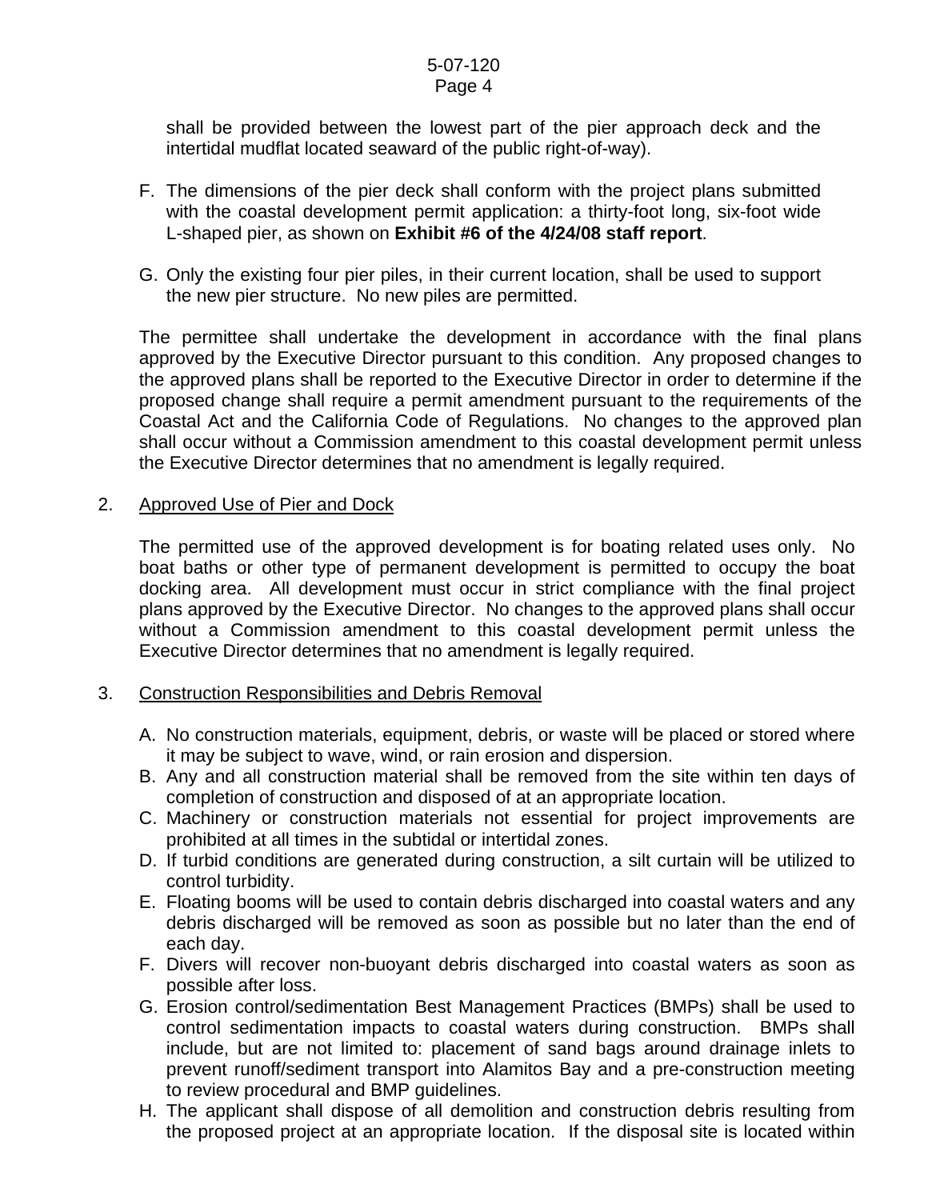shall be provided between the lowest part of the pier approach deck and the intertidal mudflat located seaward of the public right-of-way).

F. The dimensions of the pier deck shall conform with the project plans submitted with the coastal development permit application: a thirty-foot long, six-foot wide L-shaped pier, as shown on **Exhibit #6 of the 4/24/08 staff report**.

G. Only the existing four pier piles, in their current location, shall be used to support the new pier structure. No new piles are permitted.

The permittee shall undertake the development in accordance with the final plans approved by the Executive Director pursuant to this condition. Any proposed changes to the approved plans shall be reported to the Executive Director in order to determine if the proposed change shall require a permit amendment pursuant to the requirements of the Coastal Act and the California Code of Regulations. No changes to the approved plan shall occur without a Commission amendment to this coastal development permit unless the Executive Director determines that no amendment is legally required.

2. Approved Use of Pier and Dock

The permitted use of the approved development is for boating related uses only. No boat baths or other type of permanent development is permitted to occupy the boat docking area. All development must occur in strict compliance with the final project plans approved by the Executive Director. No changes to the approved plans shall occur without a Commission amendment to this coastal development permit unless the Executive Director determines that no amendment is legally required.

3. Construction Responsibilities and Debris Removal

A. No construction materials, equipment, debris, or waste will be placed or stored where it may be subject to wave, wind, or rain erosion and dispersion.
B. Any and all construction material shall be removed from the site within ten days of completion of construction and disposed of at an appropriate location.
C. Machinery or construction materials not essential for project improvements are prohibited at all times in the subtidal or intertidal zones.
D. If turbid conditions are generated during construction, a silt curtain will be utilized to control turbidity.
E. Floating booms will be used to contain debris discharged into coastal waters and any debris discharged will be removed as soon as possible but no later than the end of each day.
F. Divers will recover non-buoyant debris discharged into coastal waters as soon as possible after loss.
G. Erosion control/sedimentation Best Management Practices (BMPs) shall be used to control sedimentation impacts to coastal waters during construction. BMPs shall include, but are not limited to: placement of sand bags around drainage inlets to prevent runoff/sediment transport into Alamitos Bay and a pre-construction meeting to review procedural and BMP guidelines.
H. The applicant shall dispose of all demolition and construction debris resulting from the proposed project at an appropriate location. If the disposal site is located within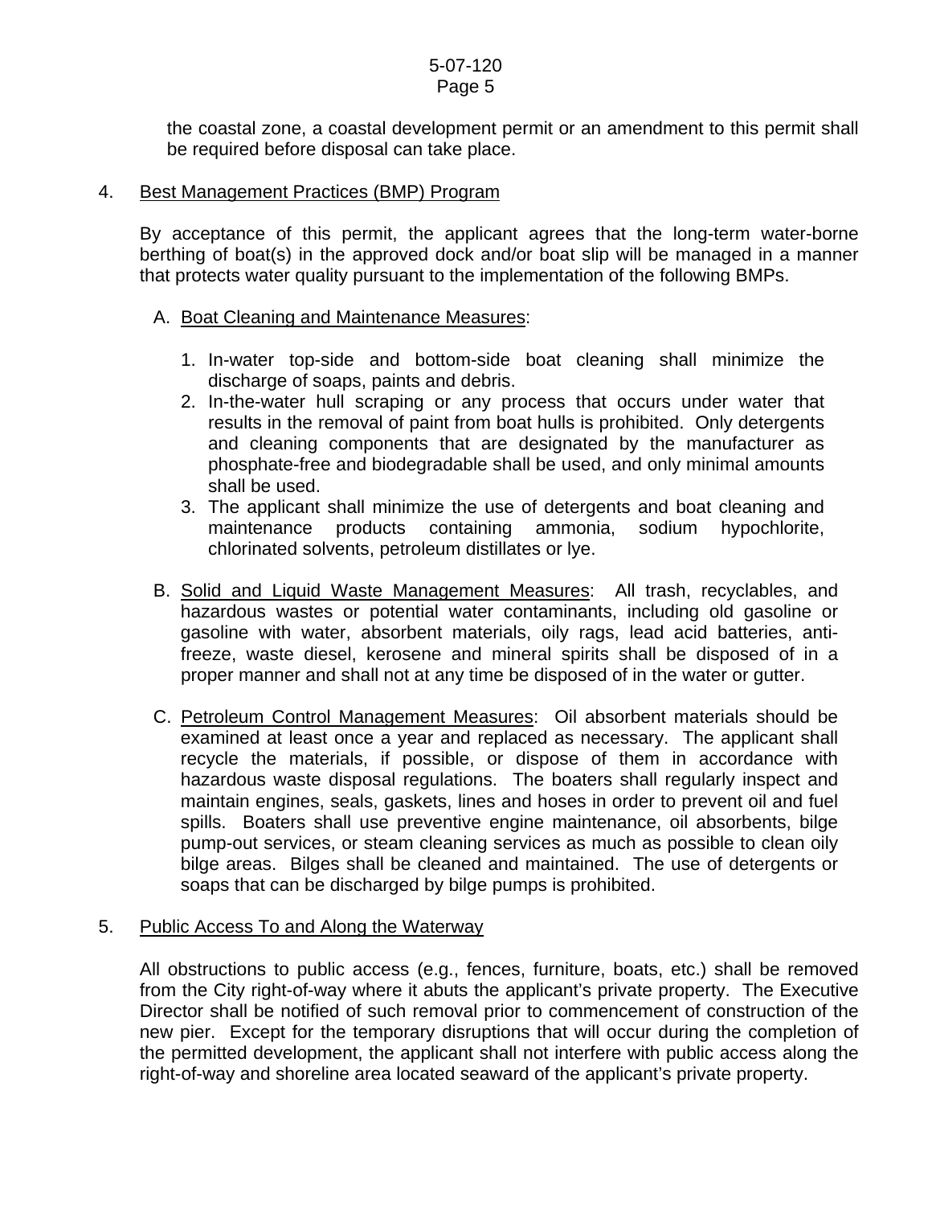the coastal zone, a coastal development permit or an amendment to this permit shall be required before disposal can take place.

4. <u>Best Management Practices (BMP) Program</u>

By acceptance of this permit, the applicant agrees that the long-term water-borne berthing of boat(s) in the approved dock and/or boat slip will be managed in a manner that protects water quality pursuant to the implementation of the following BMPs.

A. <u>Boat Cleaning and Maintenance Measures</u>:

1. In-water top-side and bottom-side boat cleaning shall minimize the discharge of soaps, paints and debris.
2. In-the-water hull scraping or any process that occurs under water that results in the removal of paint from boat hulls is prohibited. Only detergents and cleaning components that are designated by the manufacturer as phosphate-free and biodegradable shall be used, and only minimal amounts shall be used.
3. The applicant shall minimize the use of detergents and boat cleaning and maintenance products containing ammonia, sodium hypochlorite, chlorinated solvents, petroleum distillates or lye.

B. <u>Solid and Liquid Waste Management Measures</u>: All trash, recyclables, and hazardous wastes or potential water contaminants, including old gasoline or gasoline with water, absorbent materials, oily rags, lead acid batteries, anti-freeze, waste diesel, kerosene and mineral spirits shall be disposed of in a proper manner and shall not at any time be disposed of in the water or gutter.

C. <u>Petroleum Control Management Measures</u>: Oil absorbent materials should be examined at least once a year and replaced as necessary. The applicant shall recycle the materials, if possible, or dispose of them in accordance with hazardous waste disposal regulations. The boaters shall regularly inspect and maintain engines, seals, gaskets, lines and hoses in order to prevent oil and fuel spills. Boaters shall use preventive engine maintenance, oil absorbents, bilge pump-out services, or steam cleaning services as much as possible to clean oily bilge areas. Bilges shall be cleaned and maintained. The use of detergents or soaps that can be discharged by bilge pumps is prohibited.

5. <u>Public Access To and Along the Waterway</u>

All obstructions to public access (e.g., fences, furniture, boats, etc.) shall be removed from the City right-of-way where it abuts the applicant's private property. The Executive Director shall be notified of such removal prior to commencement of construction of the new pier. Except for the temporary disruptions that will occur during the completion of the permitted development, the applicant shall not interfere with public access along the right-of-way and shoreline area located seaward of the applicant's private property.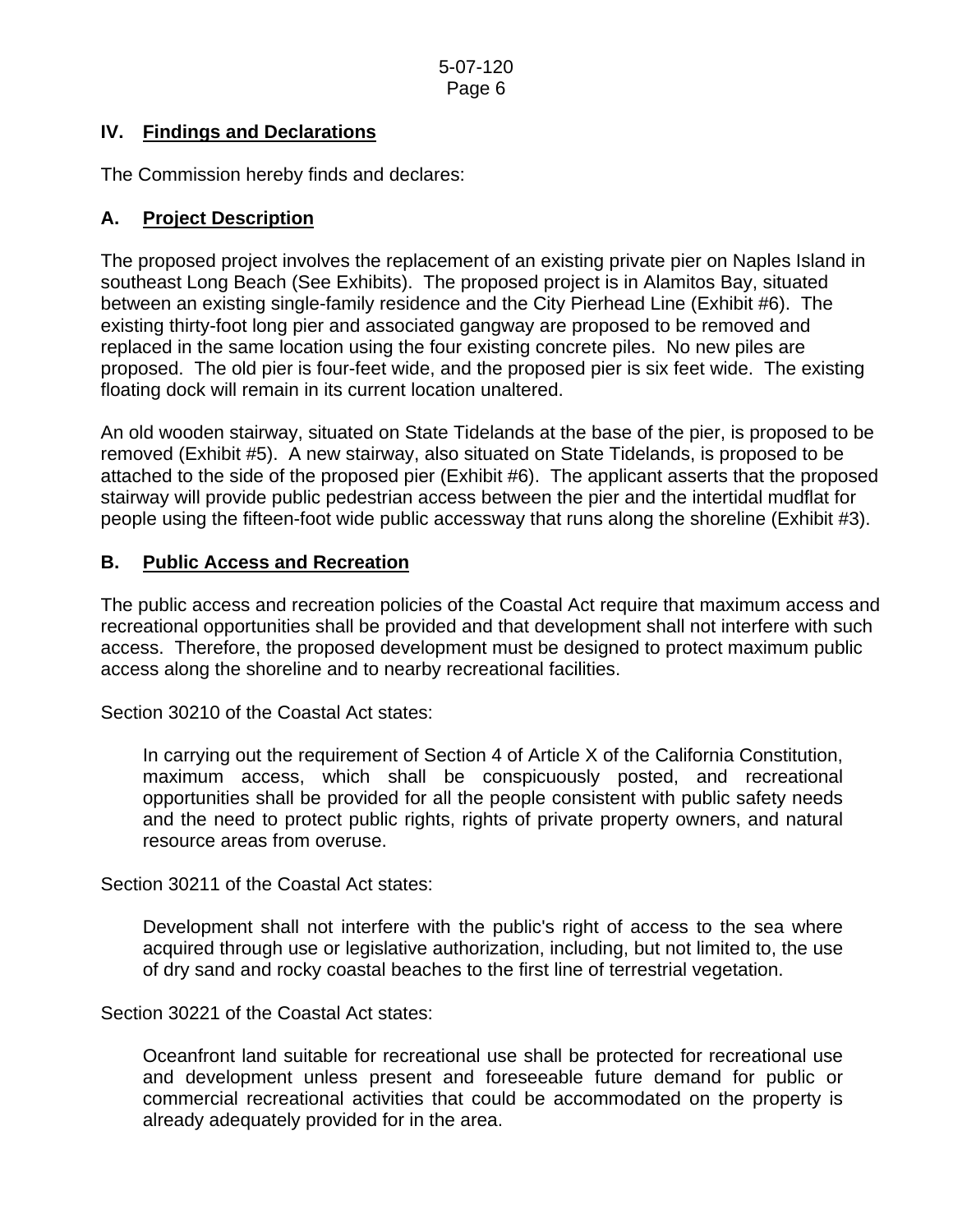## IV. Findings and Declarations

The Commission hereby finds and declares:

### A. Project Description

The proposed project involves the replacement of an existing private pier on Naples Island in southeast Long Beach (See Exhibits). The proposed project is in Alamitos Bay, situated between an existing single-family residence and the City Pierhead Line (Exhibit #6). The existing thirty-foot long pier and associated gangway are proposed to be removed and replaced in the same location using the four existing concrete piles. No new piles are proposed. The old pier is four-feet wide, and the proposed pier is six feet wide. The existing floating dock will remain in its current location unaltered.

An old wooden stairway, situated on State Tidelands at the base of the pier, is proposed to be removed (Exhibit #5). A new stairway, also situated on State Tidelands, is proposed to be attached to the side of the proposed pier (Exhibit #6). The applicant asserts that the proposed stairway will provide public pedestrian access between the pier and the intertidal mudflat for people using the fifteen-foot wide public accessway that runs along the shoreline (Exhibit #3).

### B. Public Access and Recreation

The public access and recreation policies of the Coastal Act require that maximum access and recreational opportunities shall be provided and that development shall not interfere with such access. Therefore, the proposed development must be designed to protect maximum public access along the shoreline and to nearby recreational facilities.

Section 30210 of the Coastal Act states:

> In carrying out the requirement of Section 4 of Article X of the California Constitution, maximum access, which shall be conspicuously posted, and recreational opportunities shall be provided for all the people consistent with public safety needs and the need to protect public rights, rights of private property owners, and natural resource areas from overuse.

Section 30211 of the Coastal Act states:

> Development shall not interfere with the public's right of access to the sea where acquired through use or legislative authorization, including, but not limited to, the use of dry sand and rocky coastal beaches to the first line of terrestrial vegetation.

Section 30221 of the Coastal Act states:

> Oceanfront land suitable for recreational use shall be protected for recreational use and development unless present and foreseeable future demand for public or commercial recreational activities that could be accommodated on the property is already adequately provided for in the area.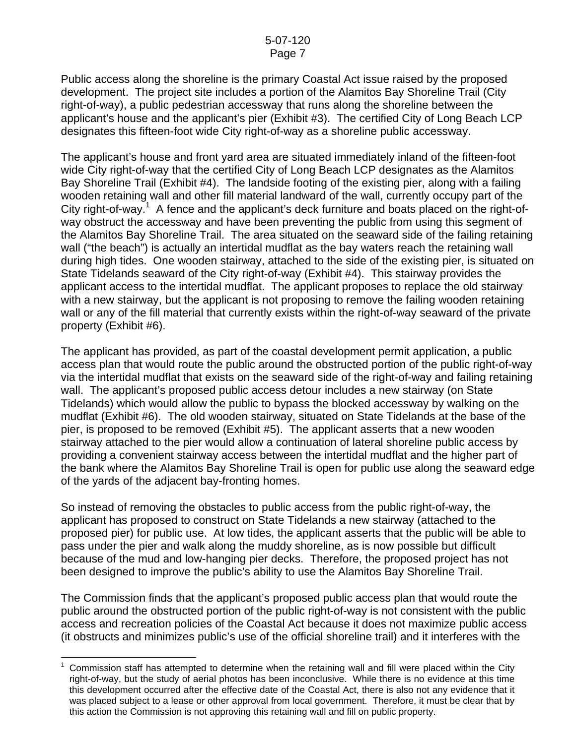Public access along the shoreline is the primary Coastal Act issue raised by the proposed development. The project site includes a portion of the Alamitos Bay Shoreline Trail (City right-of-way), a public pedestrian accessway that runs along the shoreline between the applicant's house and the applicant's pier (Exhibit #3). The certified City of Long Beach LCP designates this fifteen-foot wide City right-of-way as a shoreline public accessway.

The applicant's house and front yard area are situated immediately inland of the fifteen-foot wide City right-of-way that the certified City of Long Beach LCP designates as the Alamitos Bay Shoreline Trail (Exhibit #4). The landside footing of the existing pier, along with a failing wooden retaining wall and other fill material landward of the wall, currently occupy part of the City right-of-way.[1] A fence and the applicant's deck furniture and boats placed on the right-of-way obstruct the accessway and have been preventing the public from using this segment of the Alamitos Bay Shoreline Trail. The area situated on the seaward side of the failing retaining wall ("the beach") is actually an intertidal mudflat as the bay waters reach the retaining wall during high tides. One wooden stairway, attached to the side of the existing pier, is situated on State Tidelands seaward of the City right-of-way (Exhibit #4). This stairway provides the applicant access to the intertidal mudflat. The applicant proposes to replace the old stairway with a new stairway, but the applicant is not proposing to remove the failing wooden retaining wall or any of the fill material that currently exists within the right-of-way seaward of the private property (Exhibit #6).

The applicant has provided, as part of the coastal development permit application, a public access plan that would route the public around the obstructed portion of the public right-of-way via the intertidal mudflat that exists on the seaward side of the right-of-way and failing retaining wall. The applicant's proposed public access detour includes a new stairway (on State Tidelands) which would allow the public to bypass the blocked accessway by walking on the mudflat (Exhibit #6). The old wooden stairway, situated on State Tidelands at the base of the pier, is proposed to be removed (Exhibit #5). The applicant asserts that a new wooden stairway attached to the pier would allow a continuation of lateral shoreline public access by providing a convenient stairway access between the intertidal mudflat and the higher part of the bank where the Alamitos Bay Shoreline Trail is open for public use along the seaward edge of the yards of the adjacent bay-fronting homes.

So instead of removing the obstacles to public access from the public right-of-way, the applicant has proposed to construct on State Tidelands a new stairway (attached to the proposed pier) for public use. At low tides, the applicant asserts that the public will be able to pass under the pier and walk along the muddy shoreline, as is now possible but difficult because of the mud and low-hanging pier decks. Therefore, the proposed project has not been designed to improve the public's ability to use the Alamitos Bay Shoreline Trail.

The Commission finds that the applicant's proposed public access plan that would route the public around the obstructed portion of the public right-of-way is not consistent with the public access and recreation policies of the Coastal Act because it does not maximize public access (it obstructs and minimizes public's use of the official shoreline trail) and it interferes with the

---

[1] Commission staff has attempted to determine when the retaining wall and fill were placed within the City right-of-way, but the study of aerial photos has been inconclusive. While there is no evidence at this time this development occurred after the effective date of the Coastal Act, there is also not any evidence that it was placed subject to a lease or other approval from local government. Therefore, it must be clear that by this action the Commission is not approving this retaining wall and fill on public property.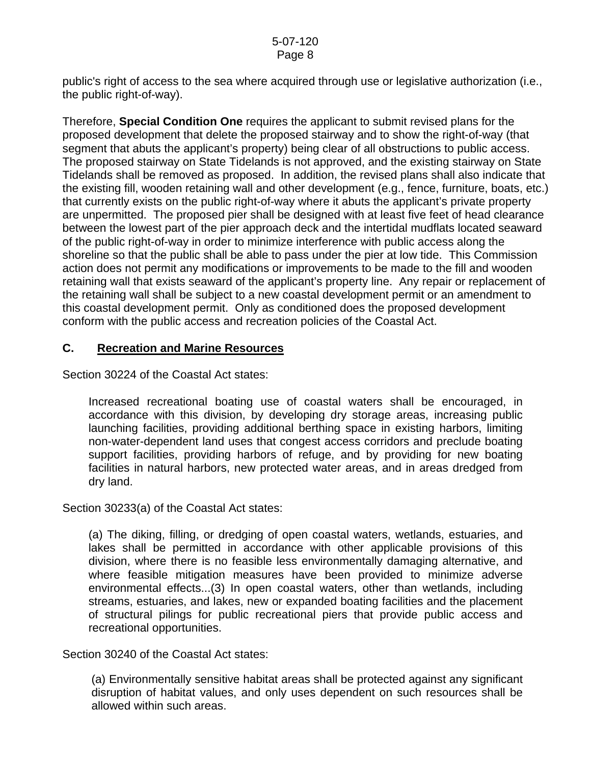public's right of access to the sea where acquired through use or legislative authorization (i.e., the public right-of-way).

Therefore, **Special Condition One** requires the applicant to submit revised plans for the proposed development that delete the proposed stairway and to show the right-of-way (that segment that abuts the applicant's property) being clear of all obstructions to public access. The proposed stairway on State Tidelands is not approved, and the existing stairway on State Tidelands shall be removed as proposed. In addition, the revised plans shall also indicate that the existing fill, wooden retaining wall and other development (e.g., fence, furniture, boats, etc.) that currently exists on the public right-of-way where it abuts the applicant's private property are unpermitted. The proposed pier shall be designed with at least five feet of head clearance between the lowest part of the pier approach deck and the intertidal mudflats located seaward of the public right-of-way in order to minimize interference with public access along the shoreline so that the public shall be able to pass under the pier at low tide. This Commission action does not permit any modifications or improvements to be made to the fill and wooden retaining wall that exists seaward of the applicant's property line. Any repair or replacement of the retaining wall shall be subject to a new coastal development permit or an amendment to this coastal development permit. Only as conditioned does the proposed development conform with the public access and recreation policies of the Coastal Act.

## C. Recreation and Marine Resources

Section 30224 of the Coastal Act states:

> Increased recreational boating use of coastal waters shall be encouraged, in accordance with this division, by developing dry storage areas, increasing public launching facilities, providing additional berthing space in existing harbors, limiting non-water-dependent land uses that congest access corridors and preclude boating support facilities, providing harbors of refuge, and by providing for new boating facilities in natural harbors, new protected water areas, and in areas dredged from dry land.

Section 30233(a) of the Coastal Act states:

> (a) The diking, filling, or dredging of open coastal waters, wetlands, estuaries, and lakes shall be permitted in accordance with other applicable provisions of this division, where there is no feasible less environmentally damaging alternative, and where feasible mitigation measures have been provided to minimize adverse environmental effects...(3) In open coastal waters, other than wetlands, including streams, estuaries, and lakes, new or expanded boating facilities and the placement of structural pilings for public recreational piers that provide public access and recreational opportunities.

Section 30240 of the Coastal Act states:

> (a) Environmentally sensitive habitat areas shall be protected against any significant disruption of habitat values, and only uses dependent on such resources shall be allowed within such areas.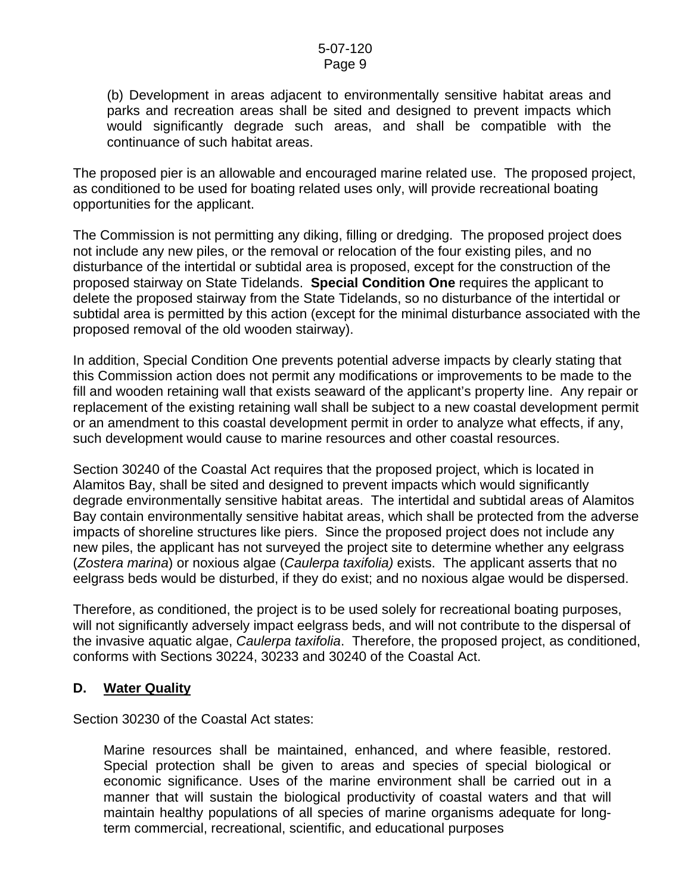> (b) Development in areas adjacent to environmentally sensitive habitat areas and parks and recreation areas shall be sited and designed to prevent impacts which would significantly degrade such areas, and shall be compatible with the continuance of such habitat areas.

The proposed pier is an allowable and encouraged marine related use. The proposed project, as conditioned to be used for boating related uses only, will provide recreational boating opportunities for the applicant.

The Commission is not permitting any diking, filling or dredging. The proposed project does not include any new piles, or the removal or relocation of the four existing piles, and no disturbance of the intertidal or subtidal area is proposed, except for the construction of the proposed stairway on State Tidelands. **Special Condition One** requires the applicant to delete the proposed stairway from the State Tidelands, so no disturbance of the intertidal or subtidal area is permitted by this action (except for the minimal disturbance associated with the proposed removal of the old wooden stairway).

In addition, Special Condition One prevents potential adverse impacts by clearly stating that this Commission action does not permit any modifications or improvements to be made to the fill and wooden retaining wall that exists seaward of the applicant's property line. Any repair or replacement of the existing retaining wall shall be subject to a new coastal development permit or an amendment to this coastal development permit in order to analyze what effects, if any, such development would cause to marine resources and other coastal resources.

Section 30240 of the Coastal Act requires that the proposed project, which is located in Alamitos Bay, shall be sited and designed to prevent impacts which would significantly degrade environmentally sensitive habitat areas. The intertidal and subtidal areas of Alamitos Bay contain environmentally sensitive habitat areas, which shall be protected from the adverse impacts of shoreline structures like piers. Since the proposed project does not include any new piles, the applicant has not surveyed the project site to determine whether any eelgrass (*Zostera marina*) or noxious algae (*Caulerpa taxifolia)* exists. The applicant asserts that no eelgrass beds would be disturbed, if they do exist; and no noxious algae would be dispersed.

Therefore, as conditioned, the project is to be used solely for recreational boating purposes, will not significantly adversely impact eelgrass beds, and will not contribute to the dispersal of the invasive aquatic algae, *Caulerpa taxifolia*. Therefore, the proposed project, as conditioned, conforms with Sections 30224, 30233 and 30240 of the Coastal Act.

## D. <u>Water Quality</u>

Section 30230 of the Coastal Act states:

> Marine resources shall be maintained, enhanced, and where feasible, restored. Special protection shall be given to areas and species of special biological or economic significance. Uses of the marine environment shall be carried out in a manner that will sustain the biological productivity of coastal waters and that will maintain healthy populations of all species of marine organisms adequate for long-term commercial, recreational, scientific, and educational purposes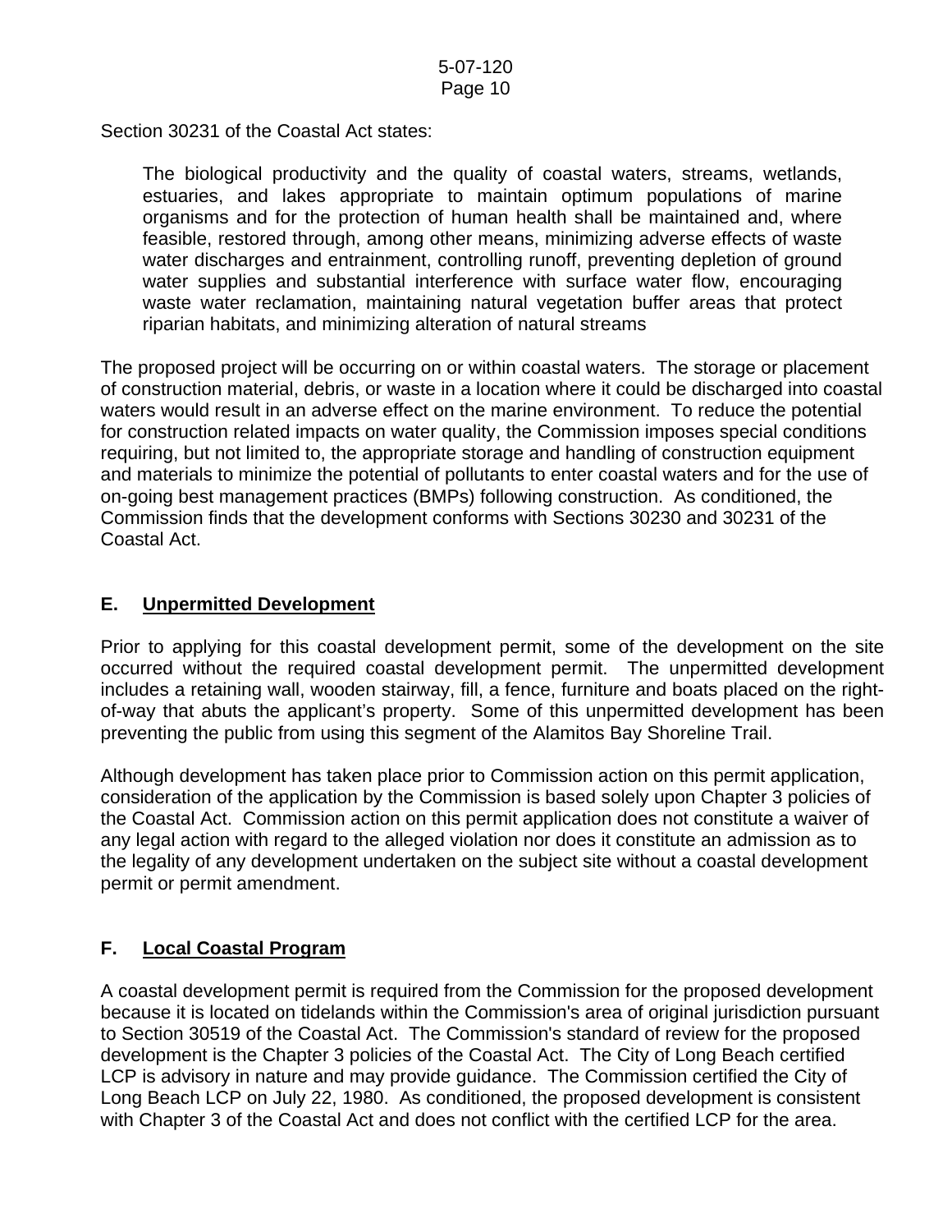Section 30231 of the Coastal Act states:

> The biological productivity and the quality of coastal waters, streams, wetlands, estuaries, and lakes appropriate to maintain optimum populations of marine organisms and for the protection of human health shall be maintained and, where feasible, restored through, among other means, minimizing adverse effects of waste water discharges and entrainment, controlling runoff, preventing depletion of ground water supplies and substantial interference with surface water flow, encouraging waste water reclamation, maintaining natural vegetation buffer areas that protect riparian habitats, and minimizing alteration of natural streams

The proposed project will be occurring on or within coastal waters. The storage or placement of construction material, debris, or waste in a location where it could be discharged into coastal waters would result in an adverse effect on the marine environment. To reduce the potential for construction related impacts on water quality, the Commission imposes special conditions requiring, but not limited to, the appropriate storage and handling of construction equipment and materials to minimize the potential of pollutants to enter coastal waters and for the use of on-going best management practices (BMPs) following construction. As conditioned, the Commission finds that the development conforms with Sections 30230 and 30231 of the Coastal Act.

## E. Unpermitted Development

Prior to applying for this coastal development permit, some of the development on the site occurred without the required coastal development permit. The unpermitted development includes a retaining wall, wooden stairway, fill, a fence, furniture and boats placed on the right-of-way that abuts the applicant's property. Some of this unpermitted development has been preventing the public from using this segment of the Alamitos Bay Shoreline Trail.

Although development has taken place prior to Commission action on this permit application, consideration of the application by the Commission is based solely upon Chapter 3 policies of the Coastal Act. Commission action on this permit application does not constitute a waiver of any legal action with regard to the alleged violation nor does it constitute an admission as to the legality of any development undertaken on the subject site without a coastal development permit or permit amendment.

## F. Local Coastal Program

A coastal development permit is required from the Commission for the proposed development because it is located on tidelands within the Commission's area of original jurisdiction pursuant to Section 30519 of the Coastal Act. The Commission's standard of review for the proposed development is the Chapter 3 policies of the Coastal Act. The City of Long Beach certified LCP is advisory in nature and may provide guidance. The Commission certified the City of Long Beach LCP on July 22, 1980. As conditioned, the proposed development is consistent with Chapter 3 of the Coastal Act and does not conflict with the certified LCP for the area.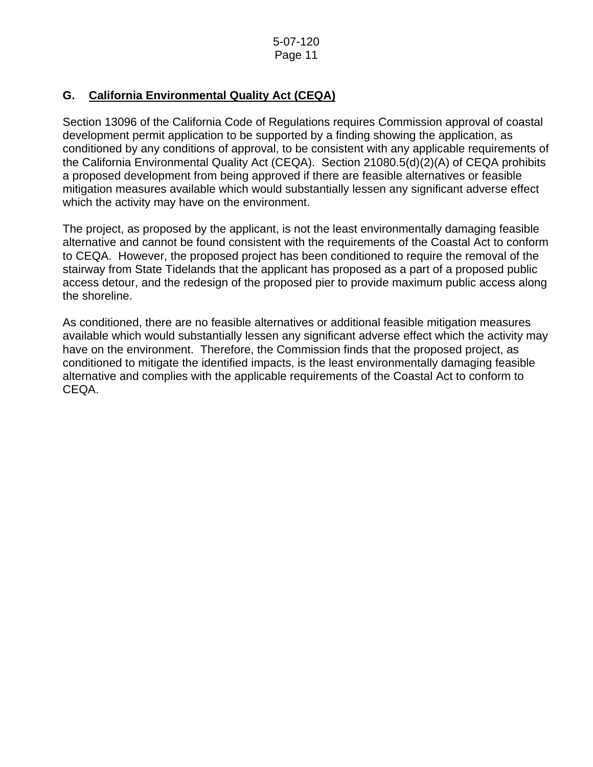## G. <u>California Environmental Quality Act (CEQA)</u>

Section 13096 of the California Code of Regulations requires Commission approval of coastal development permit application to be supported by a finding showing the application, as conditioned by any conditions of approval, to be consistent with any applicable requirements of the California Environmental Quality Act (CEQA). Section 21080.5(d)(2)(A) of CEQA prohibits a proposed development from being approved if there are feasible alternatives or feasible mitigation measures available which would substantially lessen any significant adverse effect which the activity may have on the environment.

The project, as proposed by the applicant, is not the least environmentally damaging feasible alternative and cannot be found consistent with the requirements of the Coastal Act to conform to CEQA. However, the proposed project has been conditioned to require the removal of the stairway from State Tidelands that the applicant has proposed as a part of a proposed public access detour, and the redesign of the proposed pier to provide maximum public access along the shoreline.

As conditioned, there are no feasible alternatives or additional feasible mitigation measures available which would substantially lessen any significant adverse effect which the activity may have on the environment. Therefore, the Commission finds that the proposed project, as conditioned to mitigate the identified impacts, is the least environmentally damaging feasible alternative and complies with the applicable requirements of the Coastal Act to conform to CEQA.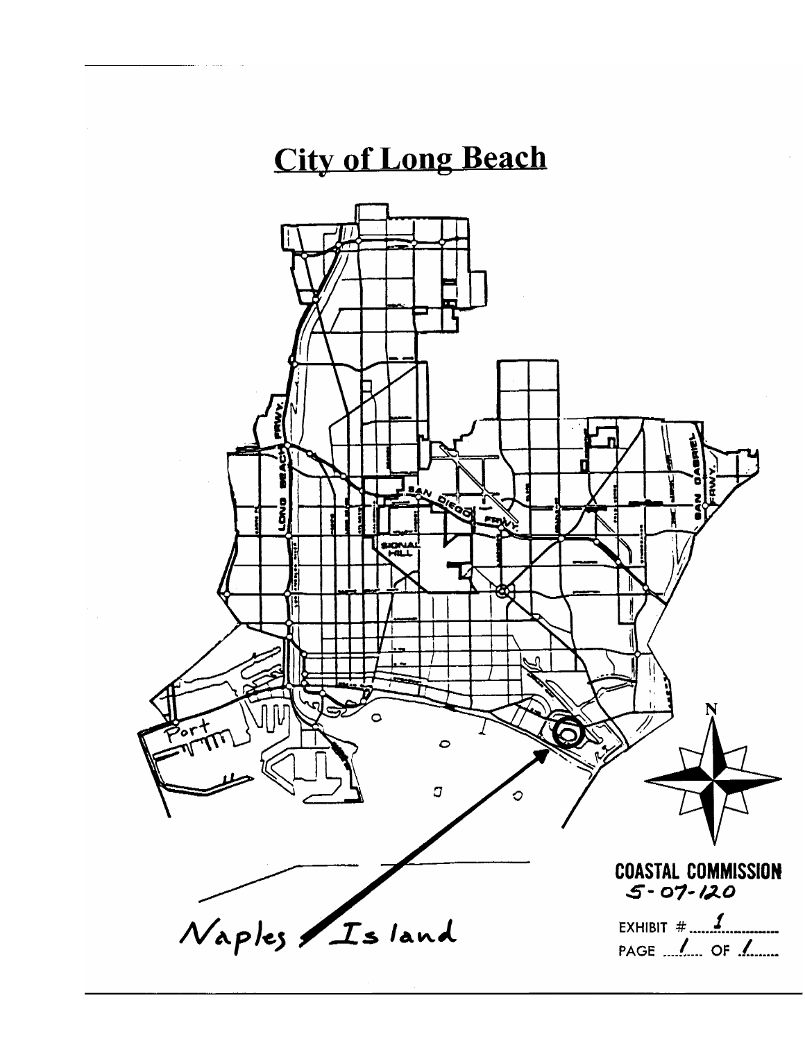# City of Long Beach

Naples Island

N

COASTAL COMMISSION
5-07-120

EXHIBIT # 1
PAGE 1 OF 1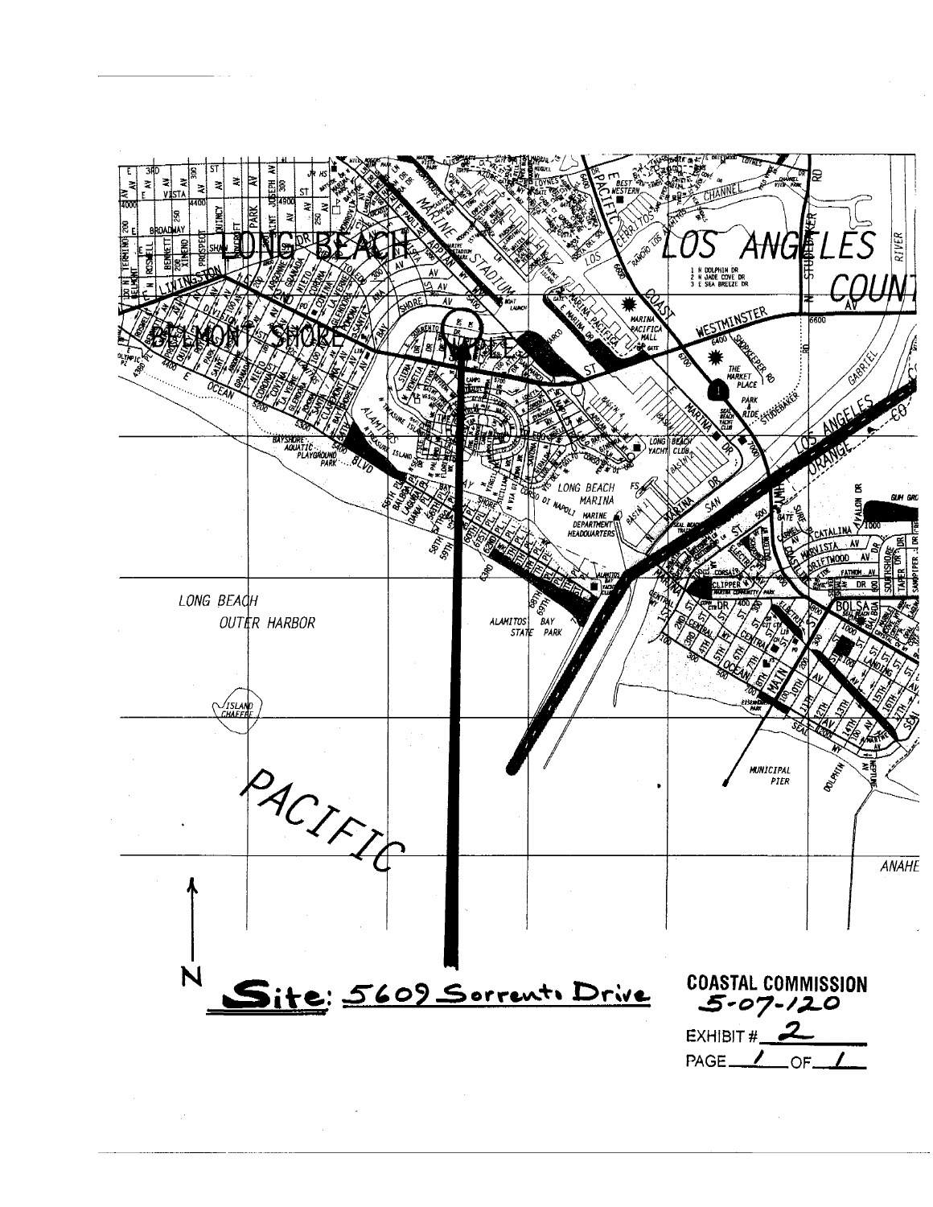**Site: 5609 Sorrento Drive**

COASTAL COMMISSION
5-07-120

EXHIBIT # 2

PAGE 1 OF 1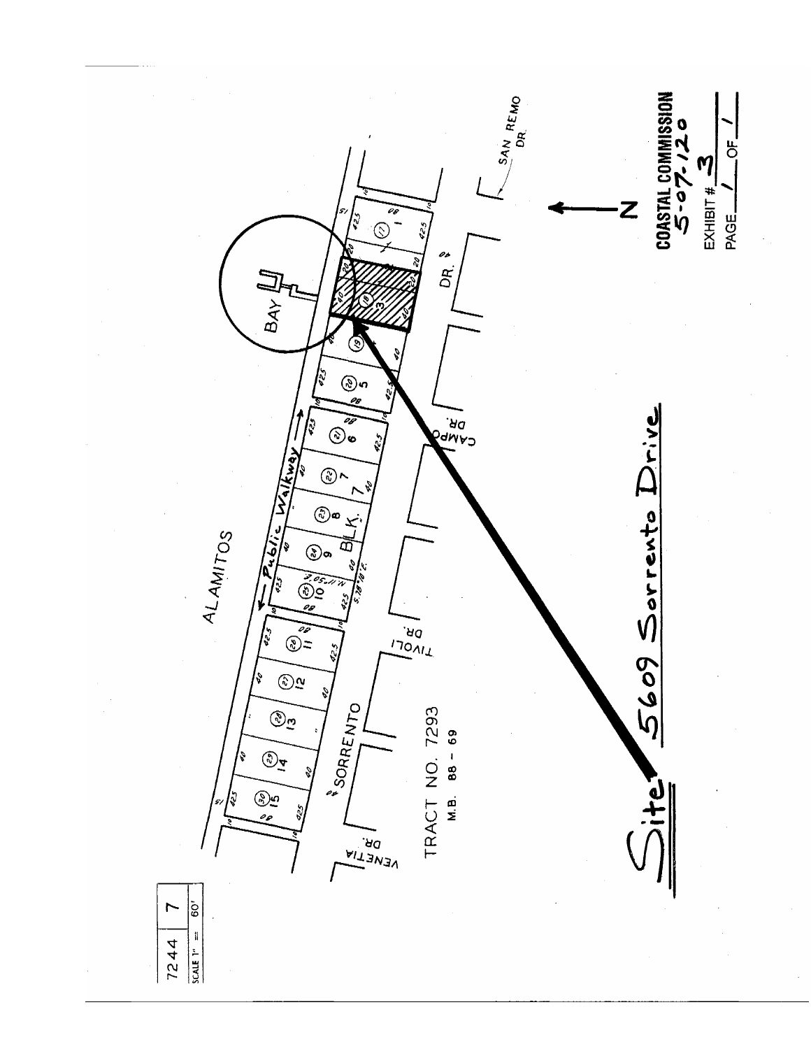7244 | 7
SCALE 1" = 60'

ALAMITOS

BAY

Public Walkway

BLK. 7

SORRENTO

TIVOLI DR.

CAMPO DR.

DR.

SAN REMO DR.

VENETIA DR.

TRACT NO. 7293
M.B. 88 - 69

N

Site 5609 Sorrento Drive

**COASTAL COMMISSION**
5-07-120

EXHIBIT # 3

PAGE 1 OF 1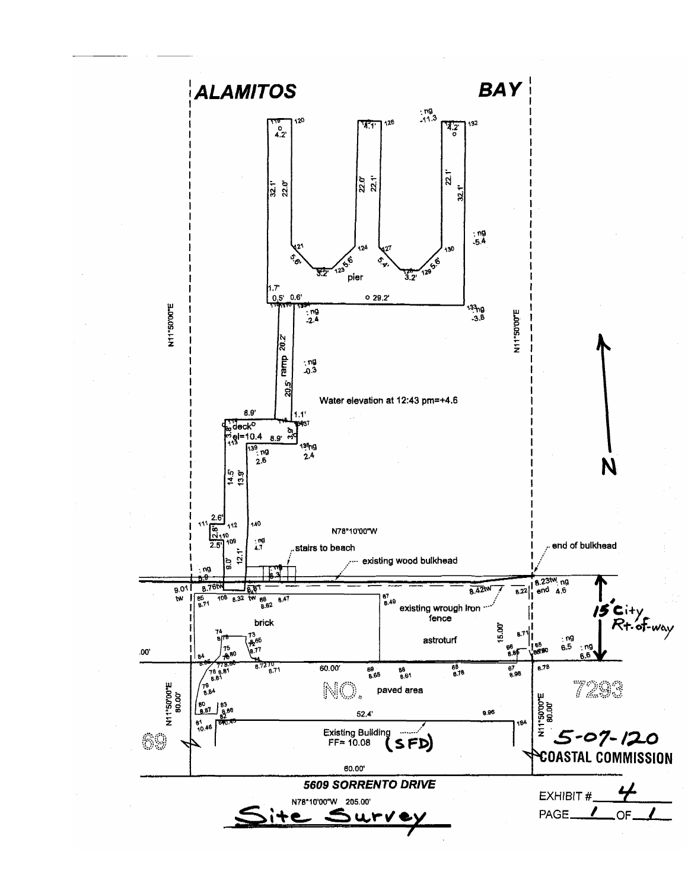# ALAMITOS BAY

N11°50'00"E

pier

ramp

Water elevation at 12:43 pm=+4.6

deck
el=10.4

N78°10'00"W

stairs to beach

existing wood bulkhead

end of bulkhead

existing wrough iron fence

brick

astroturf

15' City Rt-of-way

paved area

Existing Building
FF= 10.08 (SFD)

5-07-120
COASTAL COMMISSION

**5609 SORRENTO DRIVE**

N78°10'00"W 205.00'

## Site Survey

EXHIBIT # 4

PAGE 1 OF 1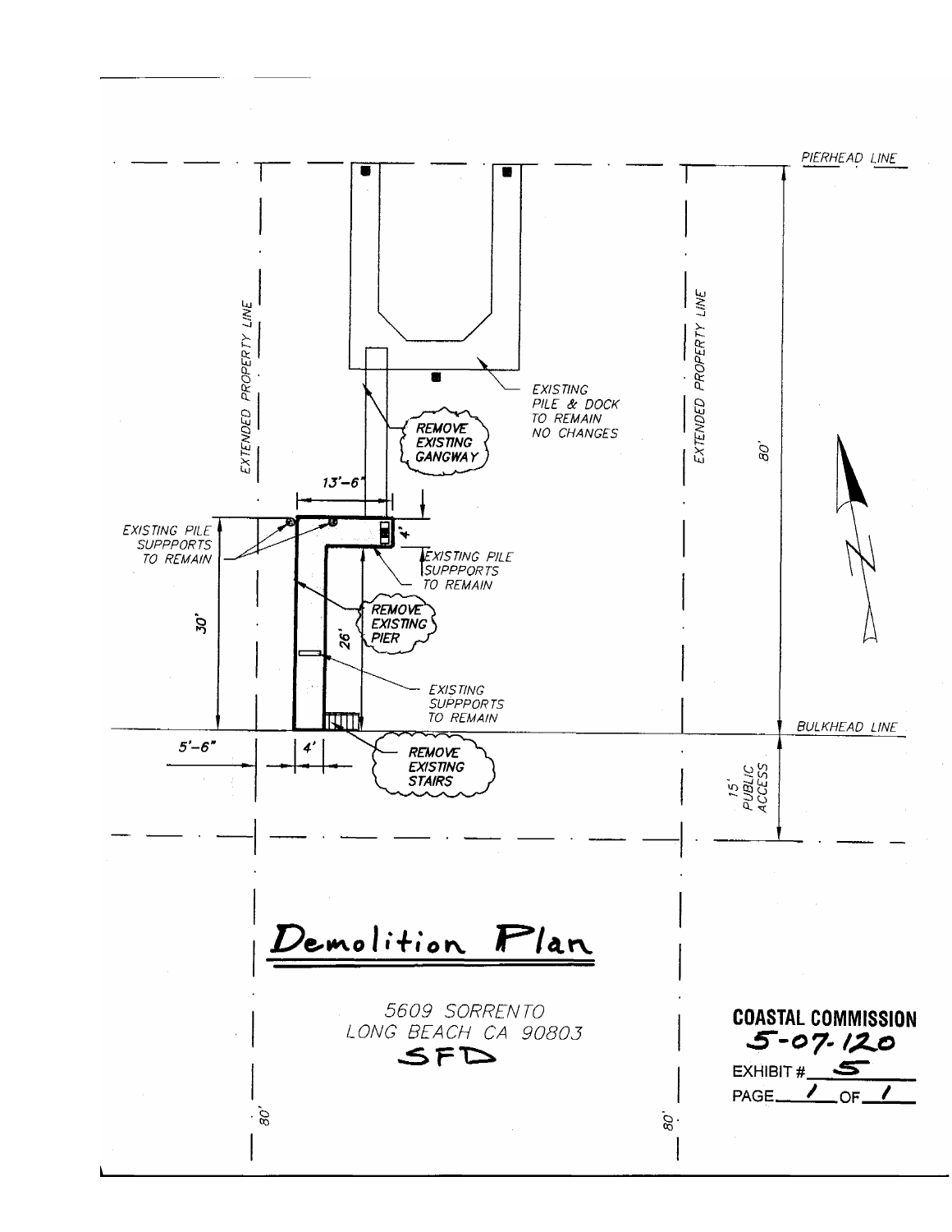PIERHEAD LINE

EXTENDED PROPERTY LINE

EXTENDED PROPERTY LINE

EXISTING PILE & DOCK TO REMAIN NO CHANGES

REMOVE EXISTING GANGWAY

80'

13'-6"

4'

EXISTING PILE SUPPPORTS TO REMAIN

EXISTING PILE SUPPPORTS TO REMAIN

REMOVE EXISTING PIER

30'

26'

EXISTING SUPPPORTS TO REMAIN

BULKHEAD LINE

5'-6"

4'

REMOVE EXISTING STAIRS

15' PUBLIC ACCESS

# Demolition Plan

5609 SORRENTO
LONG BEACH CA 90803
SFD

80'

80'

**COASTAL COMMISSION**
**5-07-120**
EXHIBIT # 5
PAGE 1 OF 1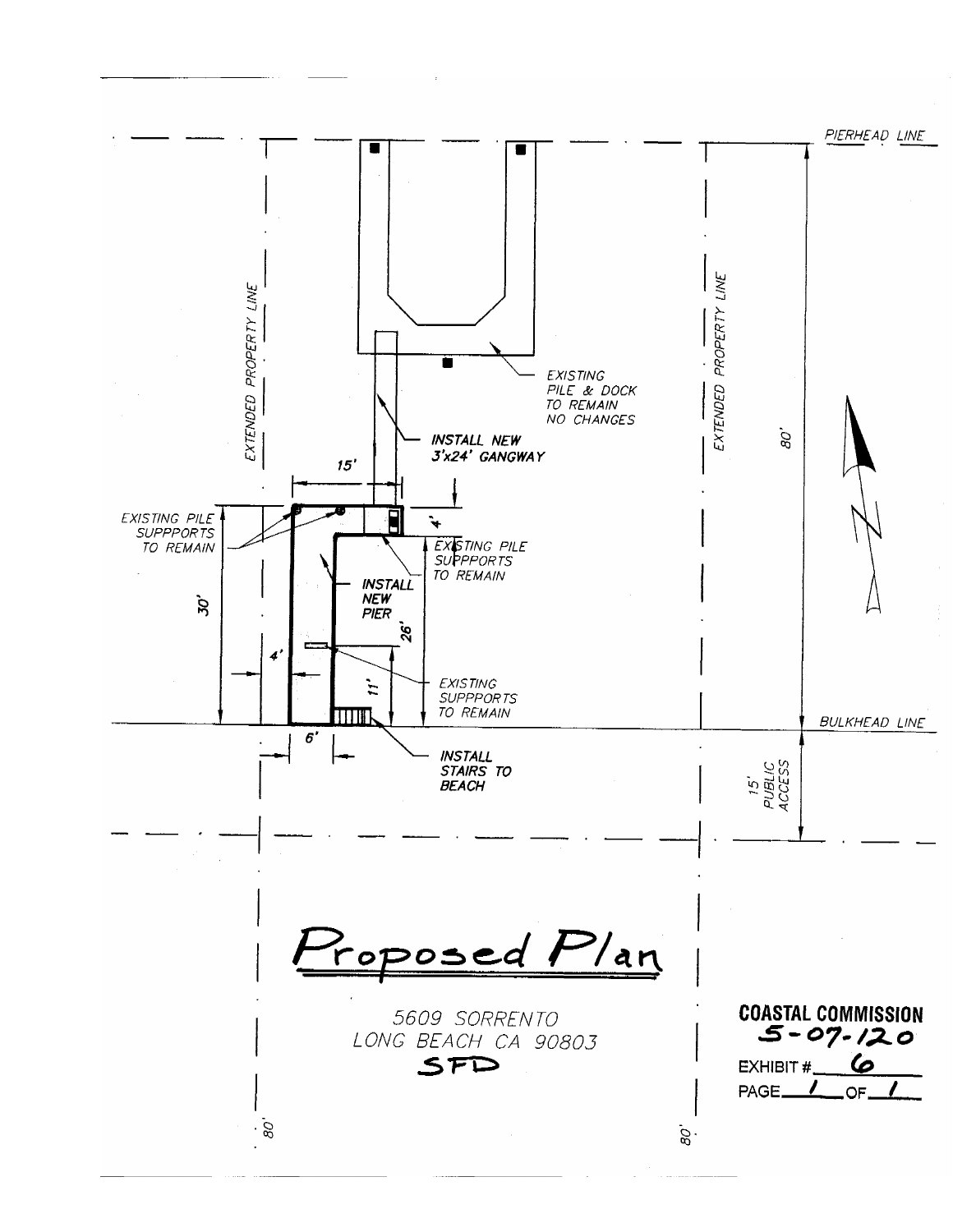PIERHEAD LINE

EXTENDED PROPERTY LINE

EXTENDED PROPERTY LINE

EXISTING PILE & DOCK TO REMAIN NO CHANGES

INSTALL NEW 3'x24' GANGWAY

15'

80'

EXISTING PILE SUPPPORTS TO REMAIN

4'

EXISTING PILE SUPPPORTS TO REMAIN

INSTALL NEW PIER

30'

26'

4'

EXISTING SUPPPORTS TO REMAIN

11'

BULKHEAD LINE

6'

INSTALL STAIRS TO BEACH

15' PUBLIC ACCESS

# Proposed Plan

5609 SORRENTO
LONG BEACH CA 90803
SFD

**COASTAL COMMISSION**
**5-07-120**
EXHIBIT # 6
PAGE 1 OF 1

80'

80'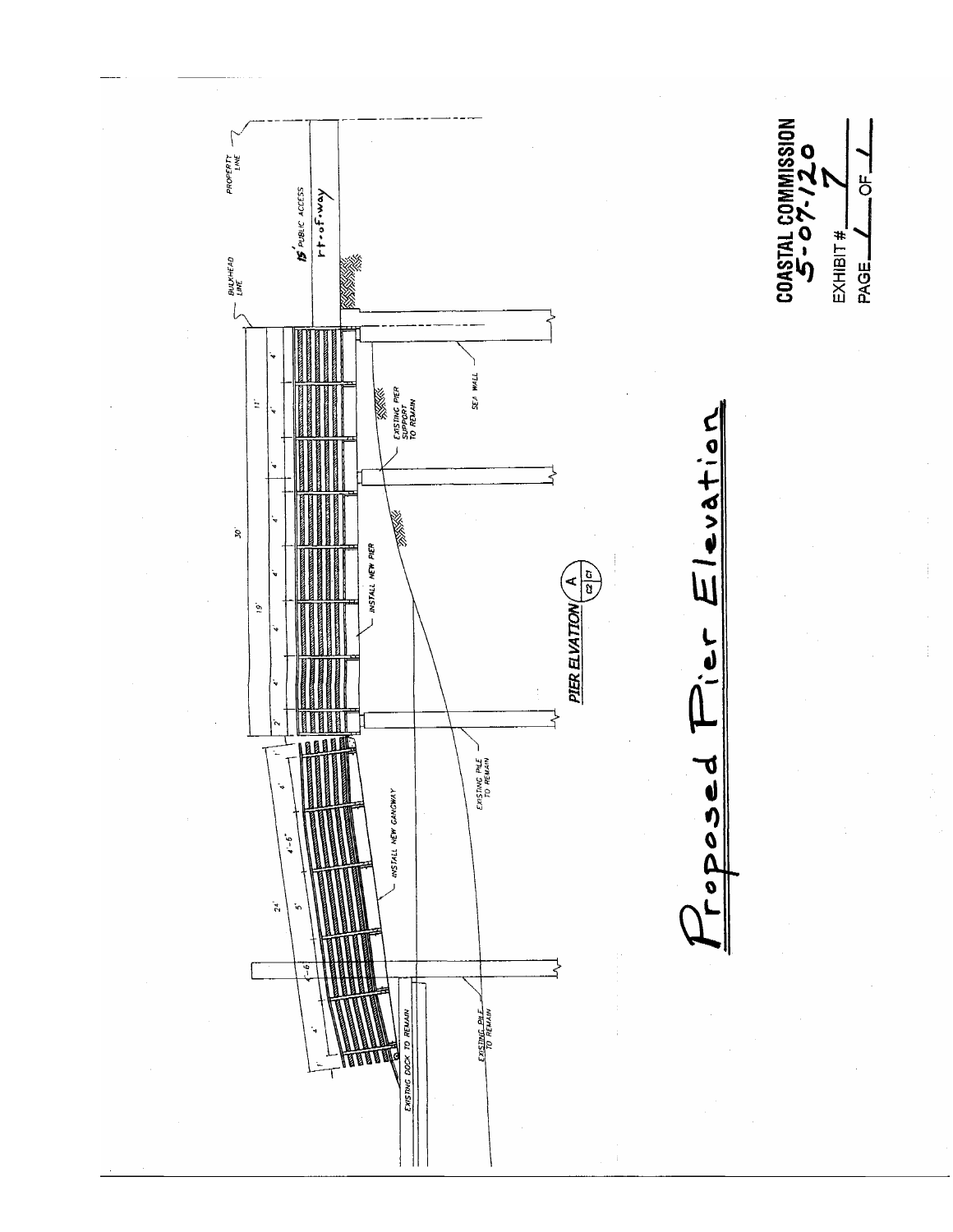PROPERTY LINE

15' PUBLIC ACCESS rt-of-way

BULKHEAD LINE

SEA WALL

EXISTING PIER SUPPORT TO REMAIN

INSTALL NEW PIER

30'

11'

19'

4'

4'

4'

4'

4'

4'

2'

1'

4'

4'-6"

5'

24'

1'-6"

4'

1'

INSTALL NEW GANGWAY

EXISTING PILE TO REMAIN

EXISTING DOCK TO REMAIN

EXISTING PILE TO REMAIN

PIER ELVATION A C2 C1

# Proposed Pier Elevation

COASTAL COMMISSION
5-07-120

EXHIBIT # 7

PAGE 1 OF 1